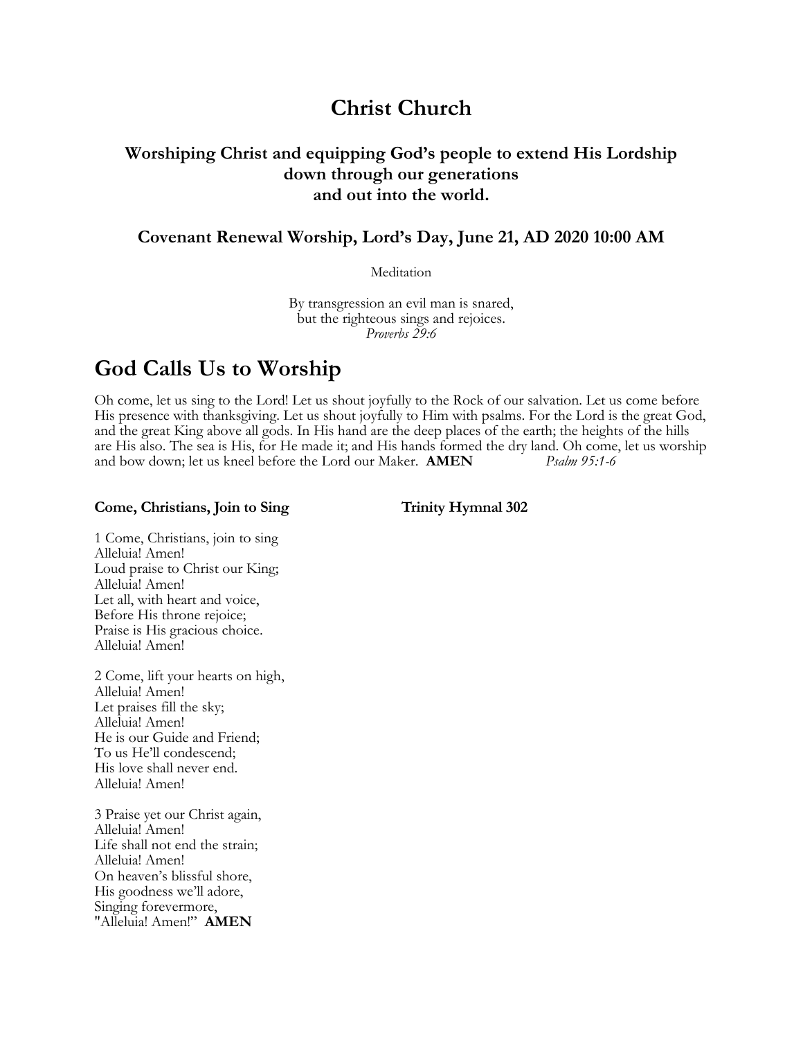# Christ Church

### Worshiping Christ and equipping God's people to extend His Lordship down through our generations and out into the world.

### Covenant Renewal Worship, Lord's Day, June 21, AD 2020 10:00 AM

Meditation

By transgression an evil man is snared,
but the righteous sings and rejoices.
*Proverbs 29:6*

## God Calls Us to Worship

Oh come, let us sing to the Lord! Let us shout joyfully to the Rock of our salvation. Let us come before His presence with thanksgiving. Let us shout joyfully to Him with psalms. For the Lord is the great God, and the great King above all gods. In His hand are the deep places of the earth; the heights of the hills are His also. The sea is His, for He made it; and His hands formed the dry land. Oh come, let us worship and bow down; let us kneel before the Lord our Maker. **AMEN** *Psalm 95:1-6*

**Come, Christians, Join to Sing** **Trinity Hymnal 302**

1 Come, Christians, join to sing
Alleluia! Amen!
Loud praise to Christ our King;
Alleluia! Amen!
Let all, with heart and voice,
Before His throne rejoice;
Praise is His gracious choice.
Alleluia! Amen!

2 Come, lift your hearts on high,
Alleluia! Amen!
Let praises fill the sky;
Alleluia! Amen!
He is our Guide and Friend;
To us He'll condescend;
His love shall never end.
Alleluia! Amen!

3 Praise yet our Christ again,
Alleluia! Amen!
Life shall not end the strain;
Alleluia! Amen!
On heaven's blissful shore,
His goodness we'll adore,
Singing forevermore,
"Alleluia! Amen!" **AMEN**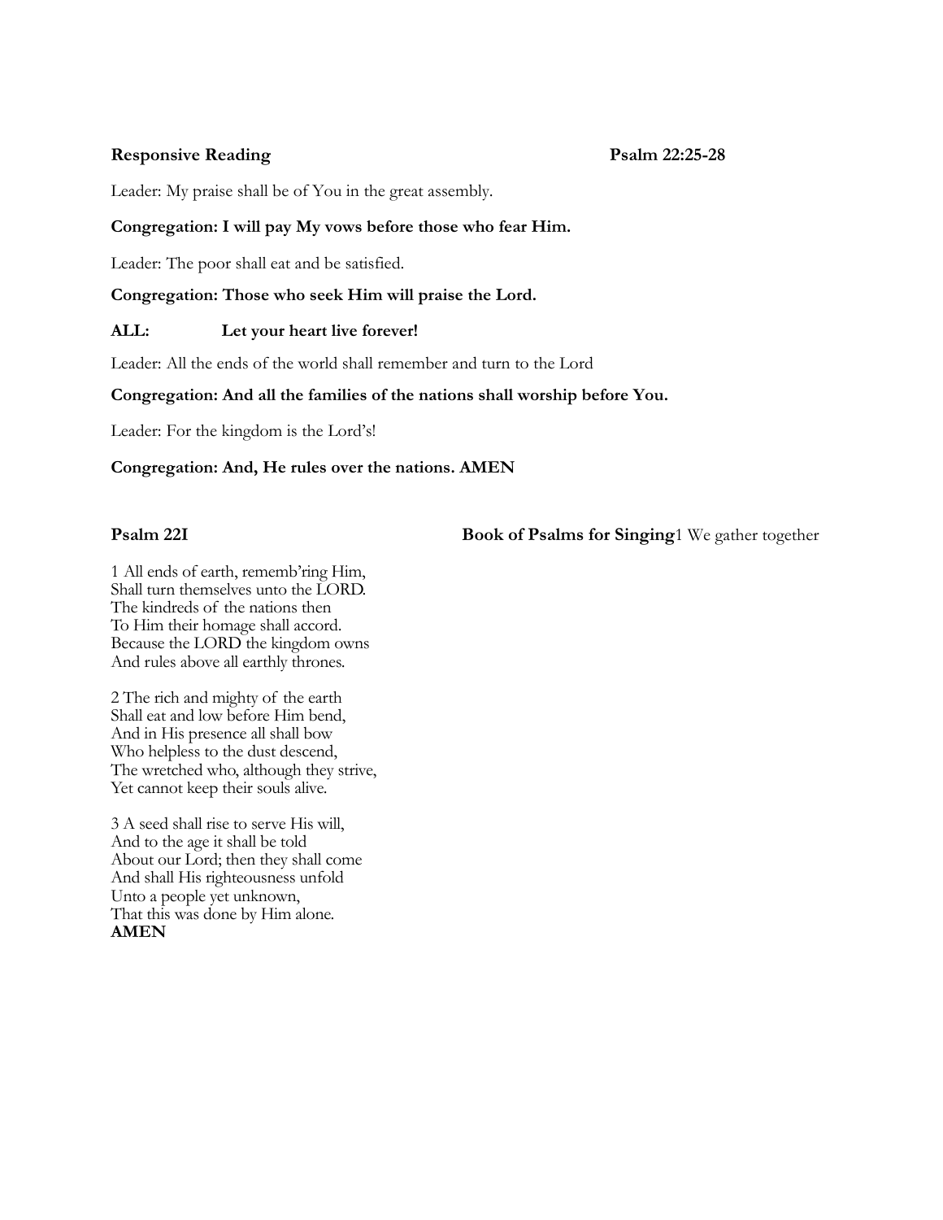**Responsive Reading** **Psalm 22:25-28**

Leader: My praise shall be of You in the great assembly.

**Congregation: I will pay My vows before those who fear Him.**

Leader: The poor shall eat and be satisfied.

**Congregation: Those who seek Him will praise the Lord.**

**ALL: Let your heart live forever!**

Leader: All the ends of the world shall remember and turn to the Lord

**Congregation: And all the families of the nations shall worship before You.**

Leader: For the kingdom is the Lord's!

**Congregation: And, He rules over the nations. AMEN**

**Psalm 22I** **Book of Psalms for Singing**1 We gather together

1 All ends of earth, rememb'ring Him,
Shall turn themselves unto the LORD.
The kindreds of the nations then
To Him their homage shall accord.
Because the LORD the kingdom owns
And rules above all earthly thrones.

2 The rich and mighty of the earth
Shall eat and low before Him bend,
And in His presence all shall bow
Who helpless to the dust descend,
The wretched who, although they strive,
Yet cannot keep their souls alive.

3 A seed shall rise to serve His will,
And to the age it shall be told
About our Lord; then they shall come
And shall His righteousness unfold
Unto a people yet unknown,
That this was done by Him alone.
**AMEN**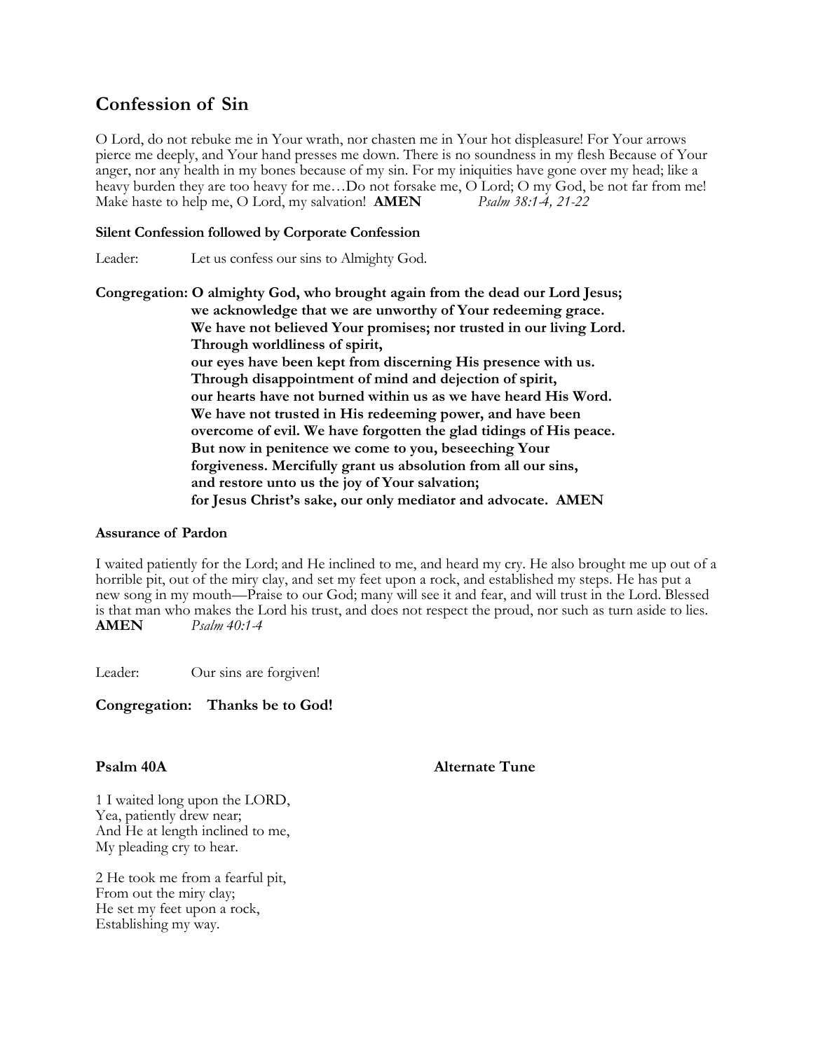## Confession of Sin

O Lord, do not rebuke me in Your wrath, nor chasten me in Your hot displeasure! For Your arrows pierce me deeply, and Your hand presses me down. There is no soundness in my flesh Because of Your anger, nor any health in my bones because of my sin. For my iniquities have gone over my head; like a heavy burden they are too heavy for me…Do not forsake me, O Lord; O my God, be not far from me! Make haste to help me, O Lord, my salvation! **AMEN** *Psalm 38:1-4, 21-22*

**Silent Confession followed by Corporate Confession**

Leader: Let us confess our sins to Almighty God.

**Congregation: O almighty God, who brought again from the dead our Lord Jesus;
we acknowledge that we are unworthy of Your redeeming grace.
We have not believed Your promises; nor trusted in our living Lord.
Through worldliness of spirit,
our eyes have been kept from discerning His presence with us.
Through disappointment of mind and dejection of spirit,
our hearts have not burned within us as we have heard His Word.
We have not trusted in His redeeming power, and have been
overcome of evil. We have forgotten the glad tidings of His peace.
But now in penitence we come to you, beseeching Your
forgiveness. Mercifully grant us absolution from all our sins,
and restore unto us the joy of Your salvation;
for Jesus Christ's sake, our only mediator and advocate. AMEN**

**Assurance of Pardon**

I waited patiently for the Lord; and He inclined to me, and heard my cry. He also brought me up out of a horrible pit, out of the miry clay, and set my feet upon a rock, and established my steps. He has put a new song in my mouth—Praise to our God; many will see it and fear, and will trust in the Lord. Blessed is that man who makes the Lord his trust, and does not respect the proud, nor such as turn aside to lies.
**AMEN** *Psalm 40:1-4*

Leader: Our sins are forgiven!

**Congregation: Thanks be to God!**

**Psalm 40A** **Alternate Tune**

1 I waited long upon the LORD,
Yea, patiently drew near;
And He at length inclined to me,
My pleading cry to hear.

2 He took me from a fearful pit,
From out the miry clay;
He set my feet upon a rock,
Establishing my way.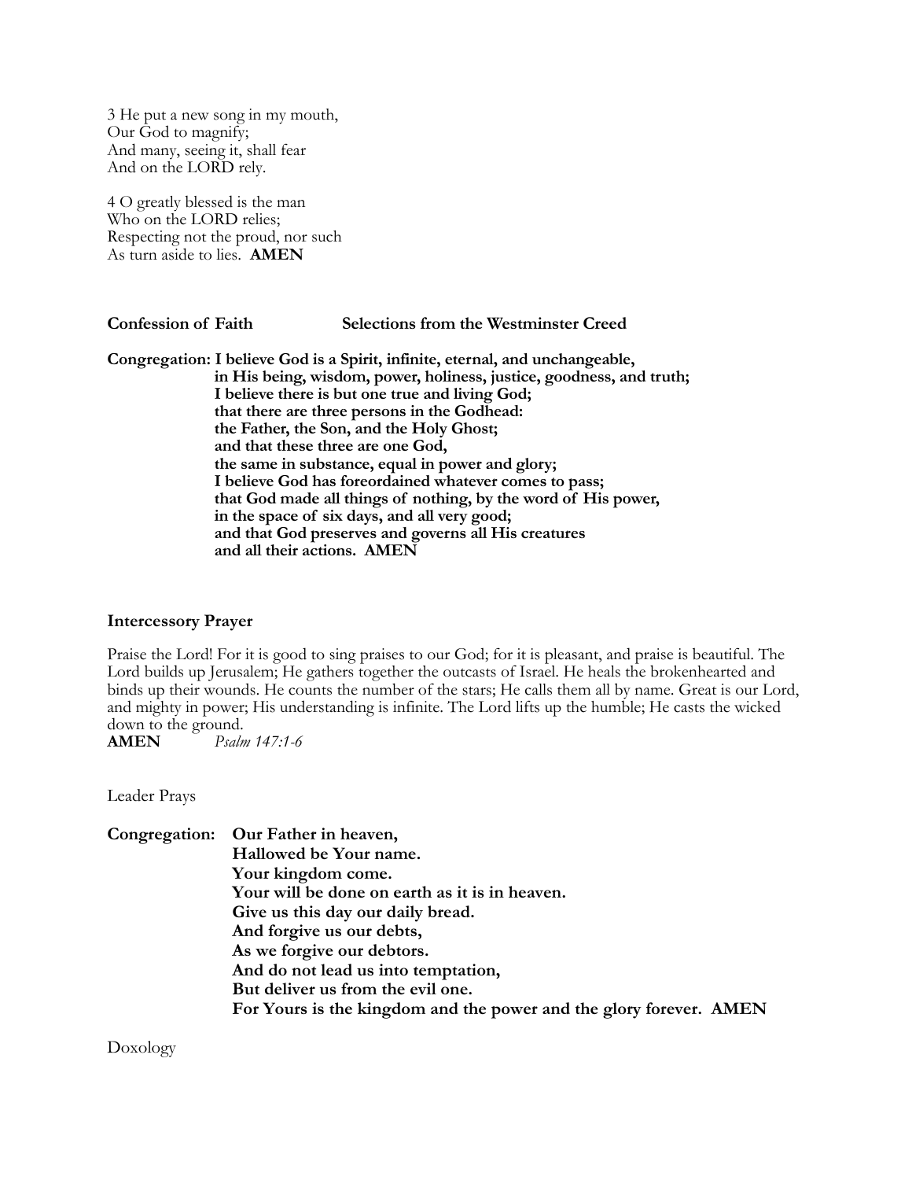3 He put a new song in my mouth,
Our God to magnify;
And many, seeing it, shall fear
And on the LORD rely.

4 O greatly blessed is the man
Who on the LORD relies;
Respecting not the proud, nor such
As turn aside to lies. **AMEN**

**Confession of Faith** **Selections from the Westminster Creed**

**Congregation: I believe God is a Spirit, infinite, eternal, and unchangeable,
in His being, wisdom, power, holiness, justice, goodness, and truth;
I believe there is but one true and living God;
that there are three persons in the Godhead:
the Father, the Son, and the Holy Ghost;
and that these three are one God,
the same in substance, equal in power and glory;
I believe God has foreordained whatever comes to pass;
that God made all things of nothing, by the word of His power,
in the space of six days, and all very good;
and that God preserves and governs all His creatures
and all their actions. AMEN**

**Intercessory Prayer**

Praise the Lord! For it is good to sing praises to our God; for it is pleasant, and praise is beautiful. The Lord builds up Jerusalem; He gathers together the outcasts of Israel. He heals the brokenhearted and binds up their wounds. He counts the number of the stars; He calls them all by name. Great is our Lord, and mighty in power; His understanding is infinite. The Lord lifts up the humble; He casts the wicked down to the ground.
**AMEN** *Psalm 147:1-6*

Leader Prays

**Congregation: Our Father in heaven,
Hallowed be Your name.
Your kingdom come.
Your will be done on earth as it is in heaven.
Give us this day our daily bread.
And forgive us our debts,
As we forgive our debtors.
And do not lead us into temptation,
But deliver us from the evil one.
For Yours is the kingdom and the power and the glory forever. AMEN**

Doxology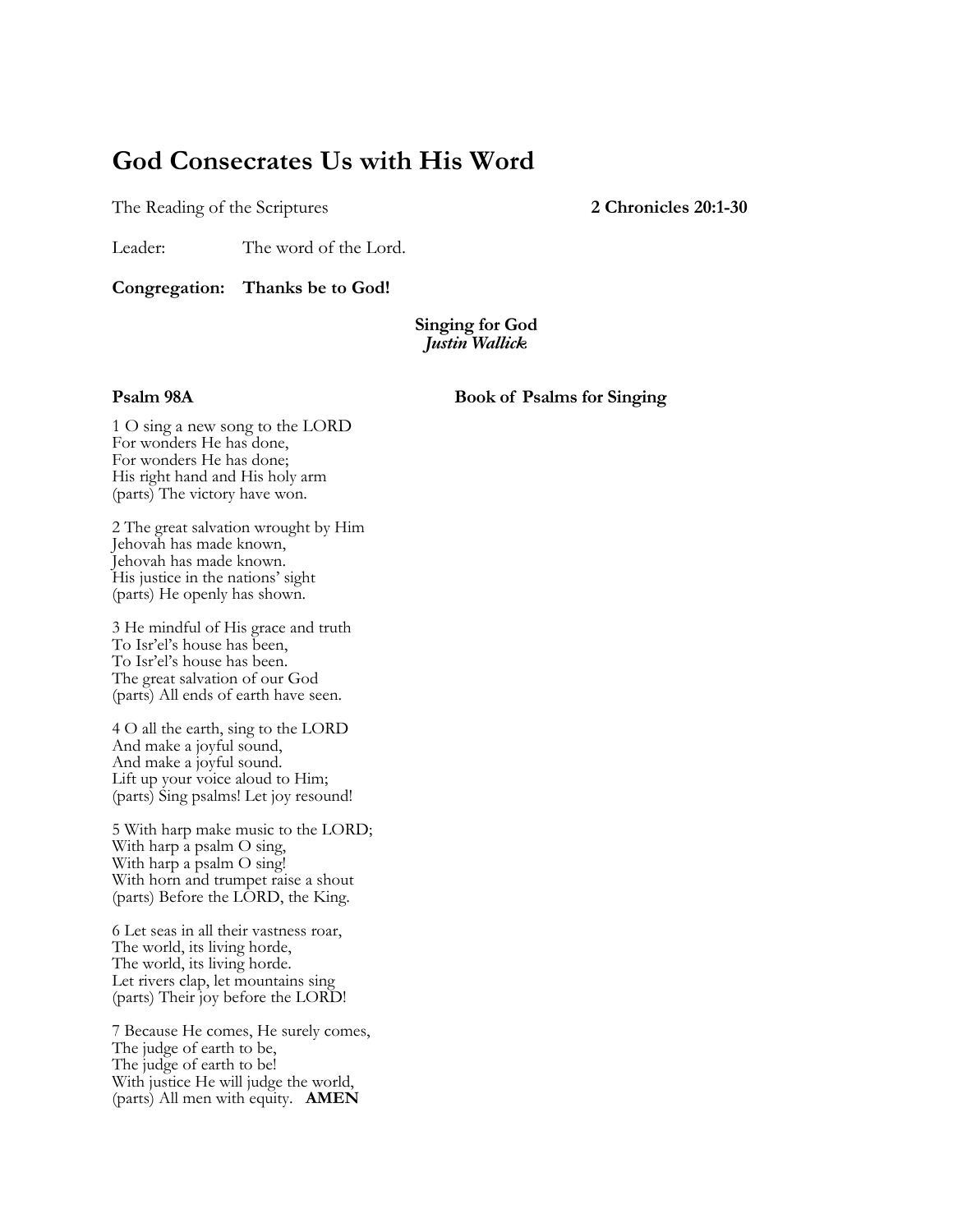# God Consecrates Us with His Word

The Reading of the Scriptures **2 Chronicles 20:1-30**

Leader: The word of the Lord.

**Congregation: Thanks be to God!**

**Singing for God**
***Justin Wallick***

**Psalm 98A** **Book of Psalms for Singing**

1 O sing a new song to the LORD
For wonders He has done,
For wonders He has done;
His right hand and His holy arm
(parts) The victory have won.

2 The great salvation wrought by Him
Jehovah has made known,
Jehovah has made known.
His justice in the nations' sight
(parts) He openly has shown.

3 He mindful of His grace and truth
To Isr'el's house has been,
To Isr'el's house has been.
The great salvation of our God
(parts) All ends of earth have seen.

4 O all the earth, sing to the LORD
And make a joyful sound,
And make a joyful sound.
Lift up your voice aloud to Him;
(parts) Sing psalms! Let joy resound!

5 With harp make music to the LORD;
With harp a psalm O sing,
With harp a psalm O sing!
With horn and trumpet raise a shout
(parts) Before the LORD, the King.

6 Let seas in all their vastness roar,
The world, its living horde,
The world, its living horde.
Let rivers clap, let mountains sing
(parts) Their joy before the LORD!

7 Because He comes, He surely comes,
The judge of earth to be,
The judge of earth to be!
With justice He will judge the world,
(parts) All men with equity. **AMEN**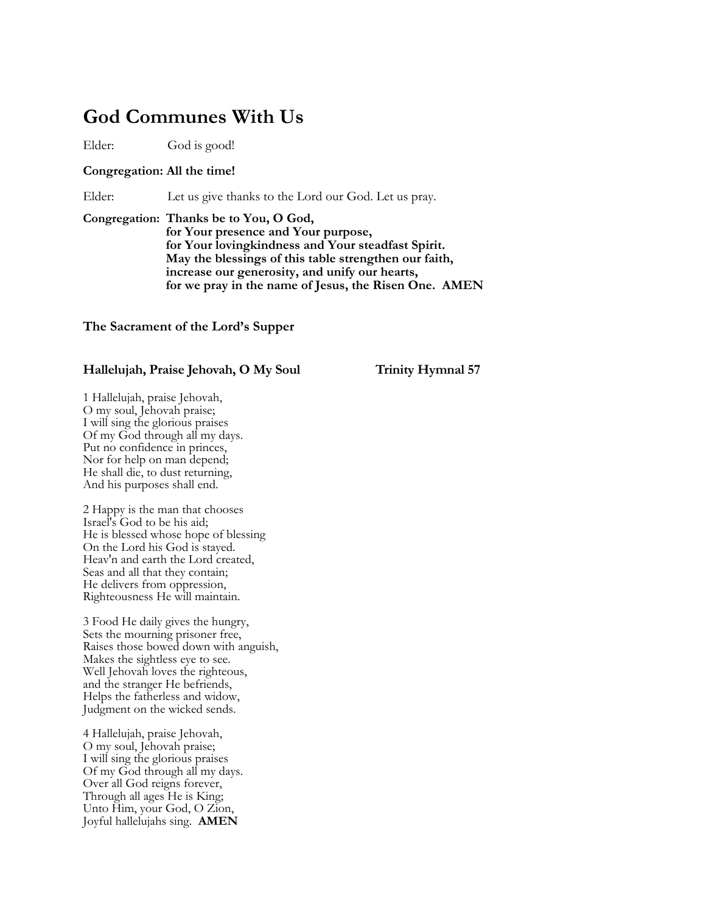## God Communes With Us

Elder: God is good!

**Congregation: All the time!**

Elder: Let us give thanks to the Lord our God. Let us pray.

**Congregation: Thanks be to You, O God,**
**for Your presence and Your purpose,**
**for Your lovingkindness and Your steadfast Spirit.**
**May the blessings of this table strengthen our faith,**
**increase our generosity, and unify our hearts,**
**for we pray in the name of Jesus, the Risen One. AMEN**

### The Sacrament of the Lord's Supper

### Hallelujah, Praise Jehovah, O My Soul — Trinity Hymnal 57

1 Hallelujah, praise Jehovah,
O my soul, Jehovah praise;
I will sing the glorious praises
Of my God through all my days.
Put no confidence in princes,
Nor for help on man depend;
He shall die, to dust returning,
And his purposes shall end.

2 Happy is the man that chooses
Israel's God to be his aid;
He is blessed whose hope of blessing
On the Lord his God is stayed.
Heav'n and earth the Lord created,
Seas and all that they contain;
He delivers from oppression,
Righteousness He will maintain.

3 Food He daily gives the hungry,
Sets the mourning prisoner free,
Raises those bowed down with anguish,
Makes the sightless eye to see.
Well Jehovah loves the righteous,
and the stranger He befriends,
Helps the fatherless and widow,
Judgment on the wicked sends.

4 Hallelujah, praise Jehovah,
O my soul, Jehovah praise;
I will sing the glorious praises
Of my God through all my days.
Over all God reigns forever,
Through all ages He is King;
Unto Him, your God, O Zion,
Joyful hallelujahs sing. **AMEN**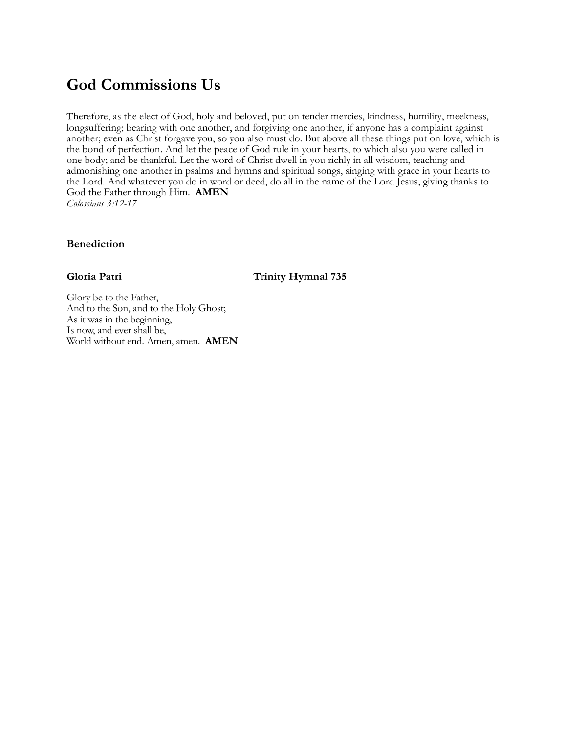## God Commissions Us

Therefore, as the elect of God, holy and beloved, put on tender mercies, kindness, humility, meekness, longsuffering; bearing with one another, and forgiving one another, if anyone has a complaint against another; even as Christ forgave you, so you also must do. But above all these things put on love, which is the bond of perfection. And let the peace of God rule in your hearts, to which also you were called in one body; and be thankful. Let the word of Christ dwell in you richly in all wisdom, teaching and admonishing one another in psalms and hymns and spiritual songs, singing with grace in your hearts to the Lord. And whatever you do in word or deed, do all in the name of the Lord Jesus, giving thanks to God the Father through Him. **AMEN**
*Colossians 3:12-17*

**Benediction**

**Gloria Patri** **Trinity Hymnal 735**

Glory be to the Father,
And to the Son, and to the Holy Ghost;
As it was in the beginning,
Is now, and ever shall be,
World without end. Amen, amen. **AMEN**